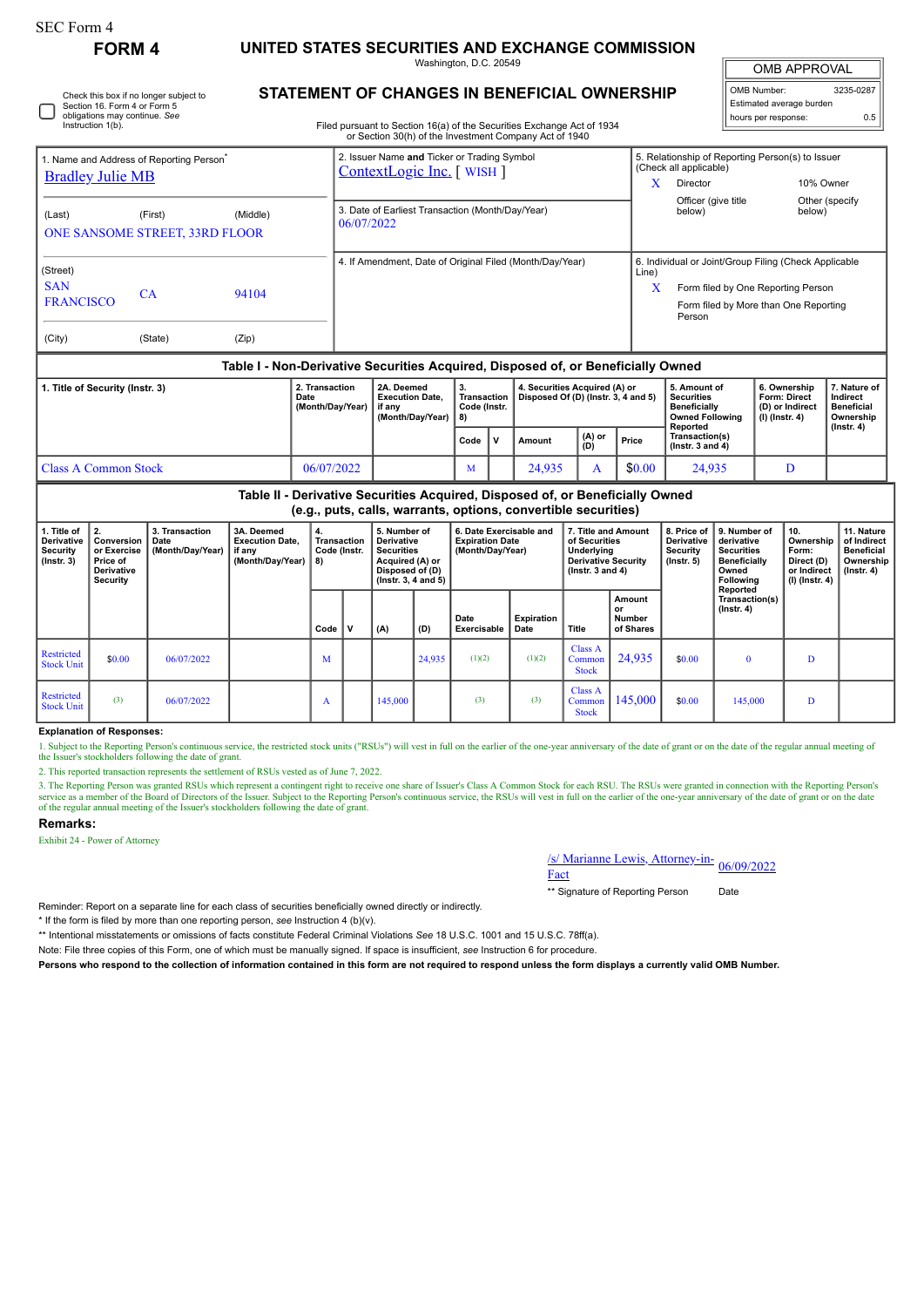SEC Form 4

# FORM 4

## UNITED STATES SECURITIES AND EXCHANGE COMMISSION

Washington, D.C. 20549

## STATEMENT OF CHANGES IN BENEFICIAL OWNERSHIP

Filed pursuant to Section 16(a) of the Securities Exchange Act of 1934 or Section 30(h) of the Investment Company Act of 1940

| OMB APPROVAL | |
|---|---|
| OMB Number: | 3235-0287 |
| Estimated average burden | |
| hours per response: | 0.5 |

☐ Check this box if no longer subject to Section 16. Form 4 or Form 5 obligations may continue. *See* Instruction 1(b).

1. Name and Address of Reporting Person*
Bradley Julie MB

(Last) (First) (Middle)
ONE SANSOME STREET, 33RD FLOOR

(Street)
SAN FRANCISCO CA 94104

(City) (State) (Zip)

2. Issuer Name and Ticker or Trading Symbol
ContextLogic Inc. [ WISH ]

3. Date of Earliest Transaction (Month/Day/Year)
06/07/2022

4. If Amendment, Date of Original Filed (Month/Day/Year)

5. Relationship of Reporting Person(s) to Issuer (Check all applicable)
X Director
10% Owner
Officer (give title below)
Other (specify below)

6. Individual or Joint/Group Filing (Check Applicable Line)
X Form filed by One Reporting Person
Form filed by More than One Reporting Person

### Table I - Non-Derivative Securities Acquired, Disposed of, or Beneficially Owned

| 1. Title of Security (Instr. 3) | 2. Transaction Date (Month/Day/Year) | 2A. Deemed Execution Date, if any (Month/Day/Year) | 3. Transaction Code (Instr. 8) | | 4. Securities Acquired (A) or Disposed Of (D) (Instr. 3, 4 and 5) | | | 5. Amount of Securities Beneficially Owned Following Reported Transaction(s) (Instr. 3 and 4) | 6. Ownership Form: Direct (D) or Indirect (I) (Instr. 4) | 7. Nature of Indirect Beneficial Ownership (Instr. 4) |
|---|---|---|---|---|---|---|---|---|---|---|
| | | | Code | V | Amount | (A) or (D) | Price | | | |
| Class A Common Stock | 06/07/2022 | | M | | 24,935 | A | $0.00 | 24,935 | D | |

### Table II - Derivative Securities Acquired, Disposed of, or Beneficially Owned (e.g., puts, calls, warrants, options, convertible securities)

| 1. Title of Derivative Security (Instr. 3) | 2. Conversion or Exercise Price of Derivative Security | 3. Transaction Date (Month/Day/Year) | 3A. Deemed Execution Date, if any (Month/Day/Year) | 4. Transaction Code (Instr. 8) | | 5. Number of Derivative Securities Acquired (A) or Disposed of (D) (Instr. 3, 4 and 5) | | 6. Date Exercisable and Expiration Date (Month/Day/Year) | | 7. Title and Amount of Securities Underlying Derivative Security (Instr. 3 and 4) | | 8. Price of Derivative Security (Instr. 5) | 9. Number of derivative Securities Beneficially Owned Following Reported Transaction(s) (Instr. 4) | 10. Ownership Form: Direct (D) or Indirect (I) (Instr. 4) | 11. Nature of Indirect Beneficial Ownership (Instr. 4) |
|---|---|---|---|---|---|---|---|---|---|---|---|---|---|---|---|
| | | | | Code | V | (A) | (D) | Date Exercisable | Expiration Date | Title | Amount or Number of Shares | | | | |
| Restricted Stock Unit | $0.00 | 06/07/2022 | | M | | | 24,935 | (1)(2) | (1)(2) | Class A Common Stock | 24,935 | $0.00 | 0 | D | |
| Restricted Stock Unit | (3) | 06/07/2022 | | A | | 145,000 | | (3) | (3) | Class A Common Stock | 145,000 | $0.00 | 145,000 | D | |

**Explanation of Responses:**

1. Subject to the Reporting Person's continuous service, the restricted stock units ("RSUs") will vest in full on the earlier of the one-year anniversary of the date of grant or on the date of the regular annual meeting of the Issuer's stockholders following the date of grant.

2. This reported transaction represents the settlement of RSUs vested as of June 7, 2022.

3. The Reporting Person was granted RSUs which represent a contingent right to receive one share of Issuer's Class A Common Stock for each RSU. The RSUs were granted in connection with the Reporting Person's service as a member of the Board of Directors of the Issuer. Subject to the Reporting Person's continuous service, the RSUs will vest in full on the earlier of the one-year anniversary of the date of grant or on the date of the regular annual meeting of the Issuer's stockholders following the date of grant.

**Remarks:**

Exhibit 24 - Power of Attorney

/s/ Marianne Lewis, Attorney-in-Fact 06/09/2022

** Signature of Reporting Person Date

Reminder: Report on a separate line for each class of securities beneficially owned directly or indirectly.

* If the form is filed by more than one reporting person, *see* Instruction 4 (b)(v).

** Intentional misstatements or omissions of facts constitute Federal Criminal Violations *See* 18 U.S.C. 1001 and 15 U.S.C. 78ff(a).

Note: File three copies of this Form, one of which must be manually signed. If space is insufficient, *see* Instruction 6 for procedure.

**Persons who respond to the collection of information contained in this form are not required to respond unless the form displays a currently valid OMB Number.**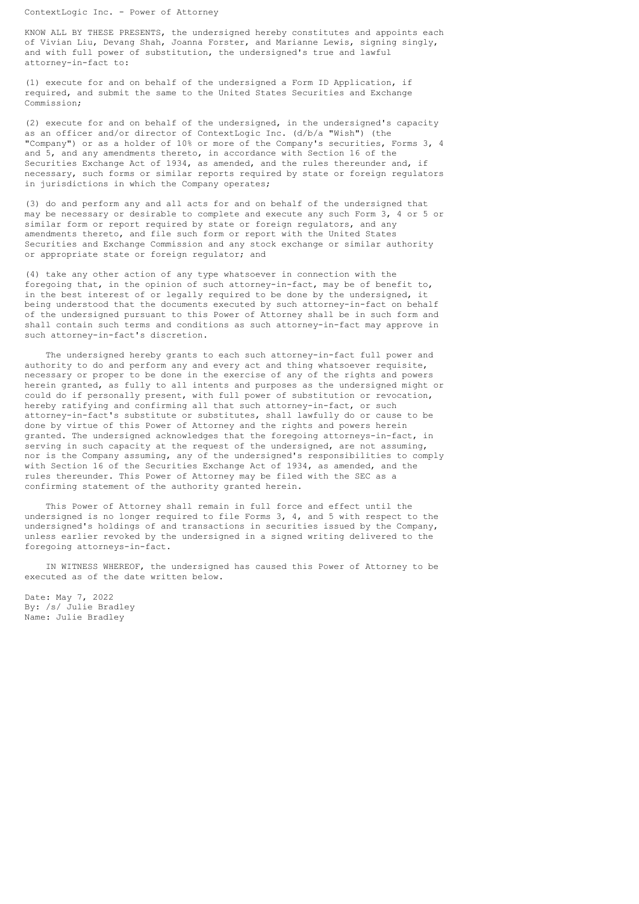ContextLogic Inc. - Power of Attorney

KNOW ALL BY THESE PRESENTS, the undersigned hereby constitutes and appoints each of Vivian Liu, Devang Shah, Joanna Forster, and Marianne Lewis, signing singly, and with full power of substitution, the undersigned's true and lawful attorney-in-fact to:

(1) execute for and on behalf of the undersigned a Form ID Application, if required, and submit the same to the United States Securities and Exchange Commission;

(2) execute for and on behalf of the undersigned, in the undersigned's capacity as an officer and/or director of ContextLogic Inc. (d/b/a "Wish") (the "Company") or as a holder of 10% or more of the Company's securities, Forms 3, 4 and 5, and any amendments thereto, in accordance with Section 16 of the Securities Exchange Act of 1934, as amended, and the rules thereunder and, if necessary, such forms or similar reports required by state or foreign regulators in jurisdictions in which the Company operates;

(3) do and perform any and all acts for and on behalf of the undersigned that may be necessary or desirable to complete and execute any such Form 3, 4 or 5 or similar form or report required by state or foreign regulators, and any amendments thereto, and file such form or report with the United States Securities and Exchange Commission and any stock exchange or similar authority or appropriate state or foreign regulator; and

(4) take any other action of any type whatsoever in connection with the foregoing that, in the opinion of such attorney-in-fact, may be of benefit to, in the best interest of or legally required to be done by the undersigned, it being understood that the documents executed by such attorney-in-fact on behalf of the undersigned pursuant to this Power of Attorney shall be in such form and shall contain such terms and conditions as such attorney-in-fact may approve in such attorney-in-fact's discretion.

The undersigned hereby grants to each such attorney-in-fact full power and authority to do and perform any and every act and thing whatsoever requisite, necessary or proper to be done in the exercise of any of the rights and powers herein granted, as fully to all intents and purposes as the undersigned might or could do if personally present, with full power of substitution or revocation, hereby ratifying and confirming all that such attorney-in-fact, or such attorney-in-fact's substitute or substitutes, shall lawfully do or cause to be done by virtue of this Power of Attorney and the rights and powers herein granted. The undersigned acknowledges that the foregoing attorneys-in-fact, in serving in such capacity at the request of the undersigned, are not assuming, nor is the Company assuming, any of the undersigned's responsibilities to comply with Section 16 of the Securities Exchange Act of 1934, as amended, and the rules thereunder. This Power of Attorney may be filed with the SEC as a confirming statement of the authority granted herein.

This Power of Attorney shall remain in full force and effect until the undersigned is no longer required to file Forms 3, 4, and 5 with respect to the undersigned's holdings of and transactions in securities issued by the Company, unless earlier revoked by the undersigned in a signed writing delivered to the foregoing attorneys-in-fact.

IN WITNESS WHEREOF, the undersigned has caused this Power of Attorney to be executed as of the date written below.

Date: May 7, 2022
By: /s/ Julie Bradley
Name: Julie Bradley